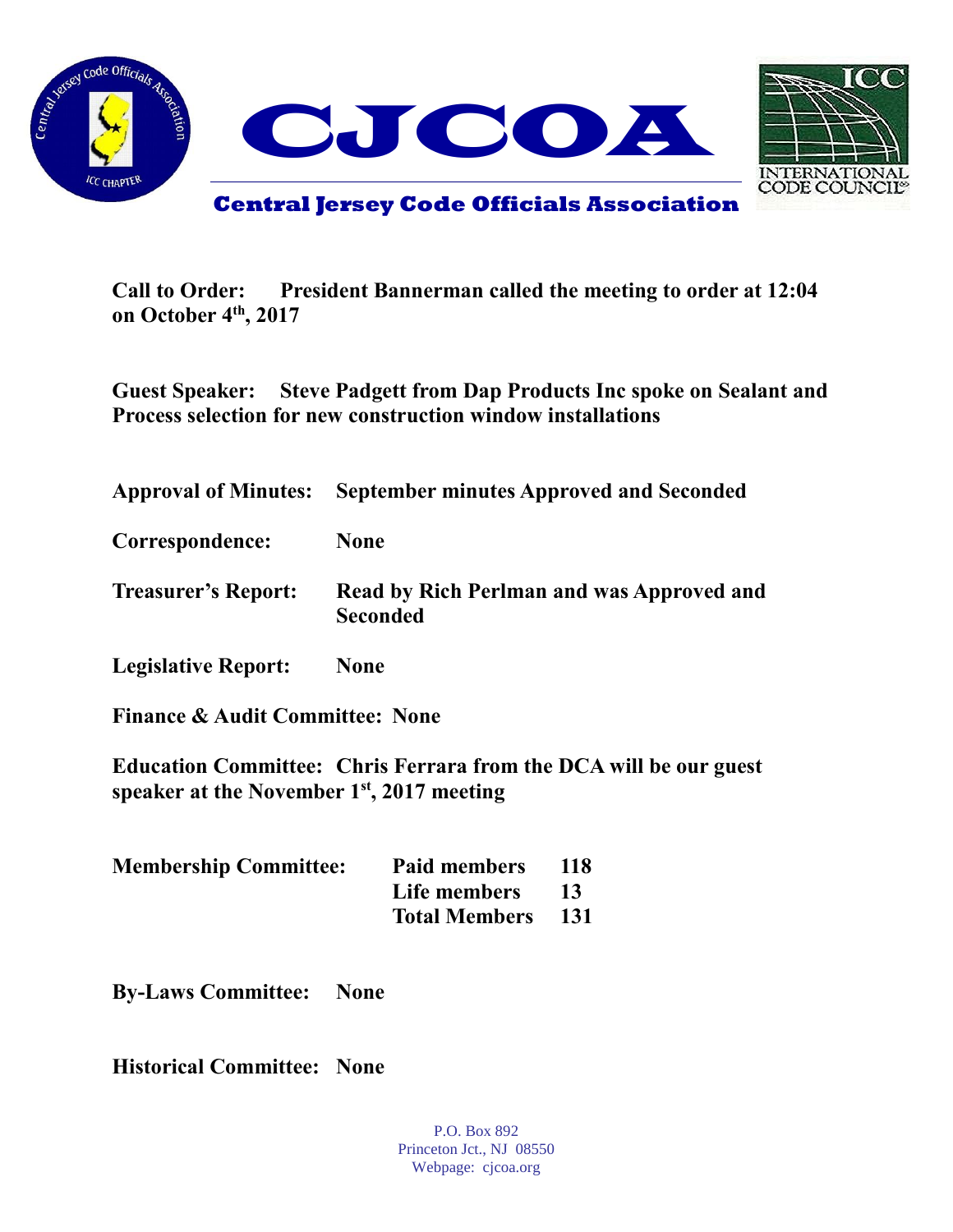# CJCOA

## Central Jersey Code Officials Association

**Call to Order:** President Bannerman called the meeting to order at 12:04 on October 4th, 2017

**Guest Speaker:** Steve Padgett from Dap Products Inc spoke on Sealant and Process selection for new construction window installations

**Approval of Minutes:** September minutes Approved and Seconded

**Correspondence:** None

**Treasurer's Report:** Read by Rich Perlman and was Approved and Seconded

**Legislative Report:** None

**Finance & Audit Committee:** None

**Education Committee:** Chris Ferrara from the DCA will be our guest speaker at the November 1st, 2017 meeting

**Membership Committee:**

| | |
|---|---|
| Paid members | 118 |
| Life members | 13 |
| Total Members | 131 |

**By-Laws Committee:** None

**Historical Committee:** None

P.O. Box 892
Princeton Jct., NJ 08550
Webpage: cjcoa.org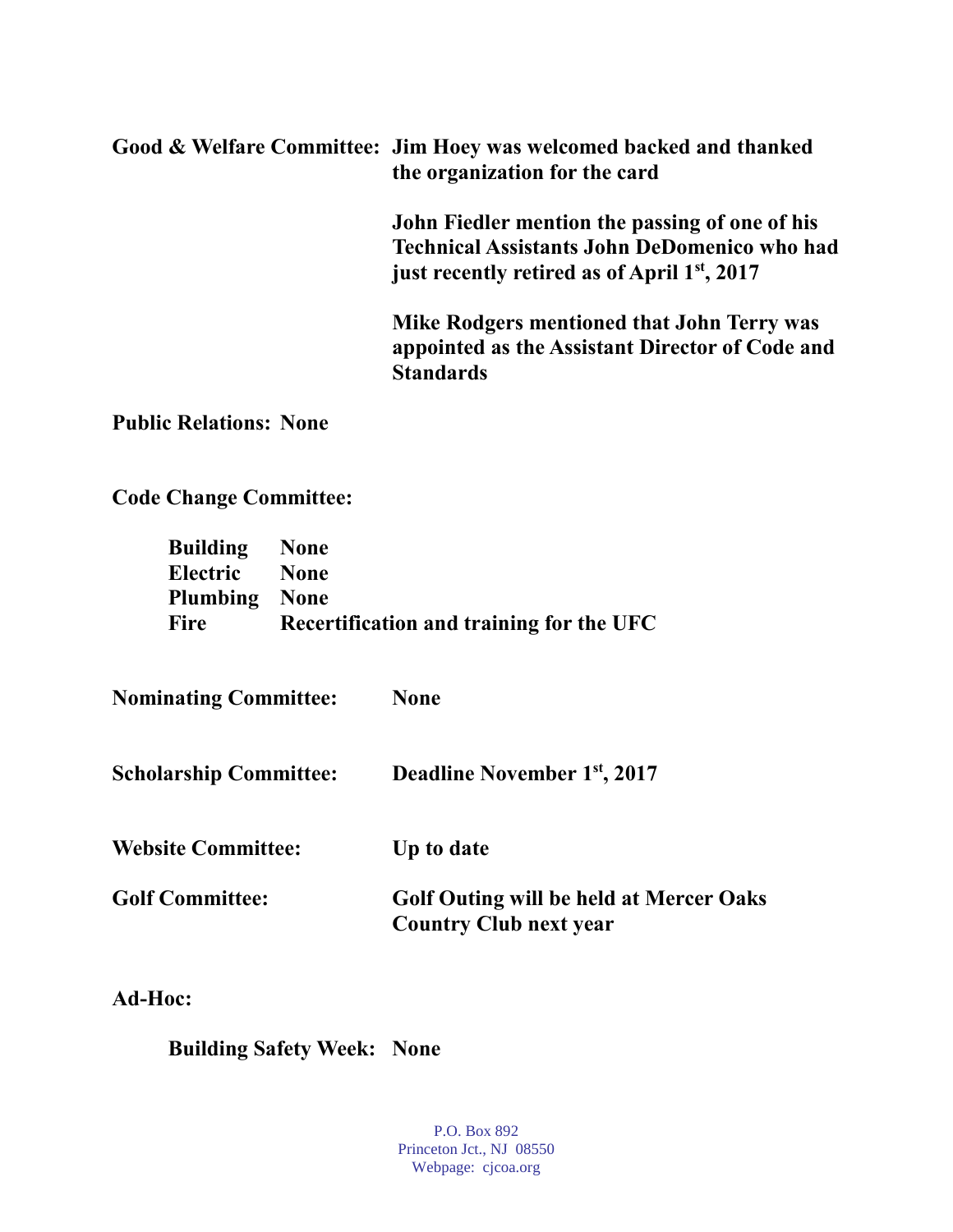**Good & Welfare Committee:** **Jim Hoey was welcomed backed and thanked the organization for the card**

**John Fiedler mention the passing of one of his Technical Assistants John DeDomenico who had just recently retired as of April 1st, 2017**

**Mike Rodgers mentioned that John Terry was appointed as the Assistant Director of Code and Standards**

**Public Relations:** **None**

**Code Change Committee:**

| | |
|---|---|
| **Building** | **None** |
| **Electric** | **None** |
| **Plumbing** | **None** |
| **Fire** | **Recertification and training for the UFC** |

**Nominating Committee:** **None**

**Scholarship Committee:** **Deadline November 1st, 2017**

**Website Committee:** **Up to date**

**Golf Committee:** **Golf Outing will be held at Mercer Oaks Country Club next year**

**Ad-Hoc:**

**Building Safety Week:** **None**

P.O. Box 892
Princeton Jct., NJ 08550
Webpage: cjcoa.org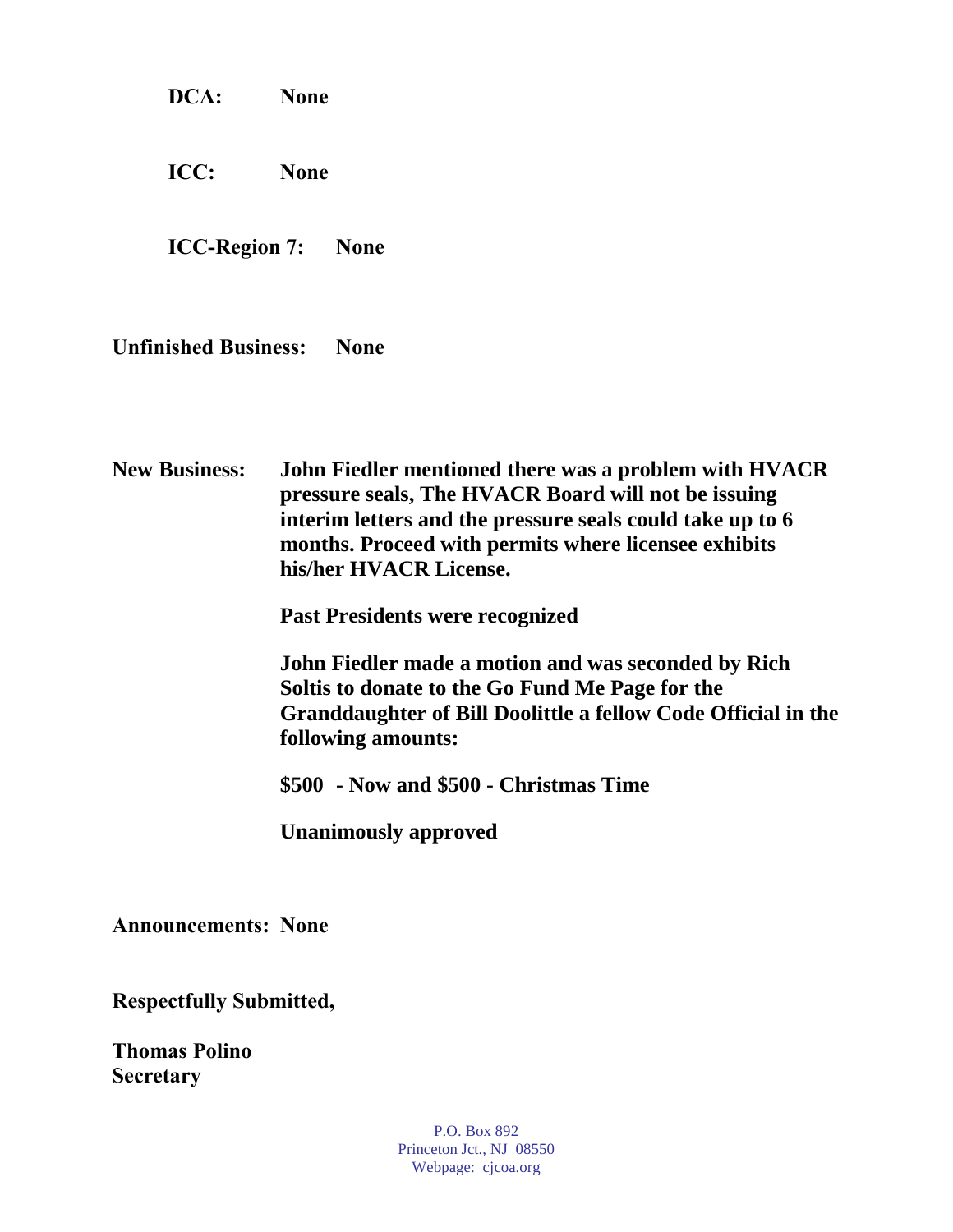**DCA:** **None**

**ICC:** **None**

**ICC-Region 7:** **None**

**Unfinished Business:** **None**

**New Business:** **John Fiedler mentioned there was a problem with HVACR pressure seals, The HVACR Board will not be issuing interim letters and the pressure seals could take up to 6 months. Proceed with permits where licensee exhibits his/her HVACR License.**

**Past Presidents were recognized**

**John Fiedler made a motion and was seconded by Rich Soltis to donate to the Go Fund Me Page for the Granddaughter of Bill Doolittle a fellow Code Official in the following amounts:**

**$500 - Now and $500 - Christmas Time**

**Unanimously approved**

**Announcements:** **None**

**Respectfully Submitted,**

**Thomas Polino**
**Secretary**

P.O. Box 892
Princeton Jct., NJ 08550
Webpage: cjcoa.org